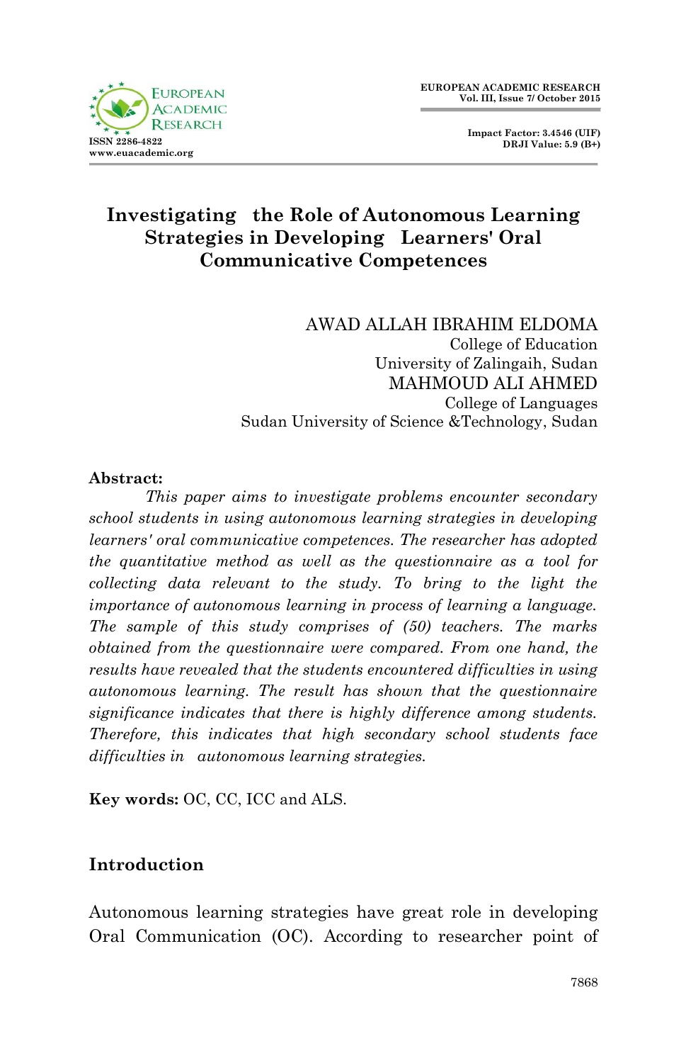# Investigating the Role of Autonomous Learning Strategies in Developing Learners' Oral Communicative Competences

AWAD ALLAH IBRAHIM ELDOMA
College of Education
University of Zalingaih, Sudan

MAHMOUD ALI AHMED
College of Languages
Sudan University of Science &Technology, Sudan

**Abstract:**

*This paper aims to investigate problems encounter secondary school students in using autonomous learning strategies in developing learners' oral communicative competences. The researcher has adopted the quantitative method as well as the questionnaire as a tool for collecting data relevant to the study. To bring to the light the importance of autonomous learning in process of learning a language. The sample of this study comprises of (50) teachers. The marks obtained from the questionnaire were compared. From one hand, the results have revealed that the students encountered difficulties in using autonomous learning. The result has shown that the questionnaire significance indicates that there is highly difference among students. Therefore, this indicates that high secondary school students face difficulties in autonomous learning strategies.*

**Key words:** OC, CC, ICC and ALS.

## Introduction

Autonomous learning strategies have great role in developing Oral Communication (OC). According to researcher point of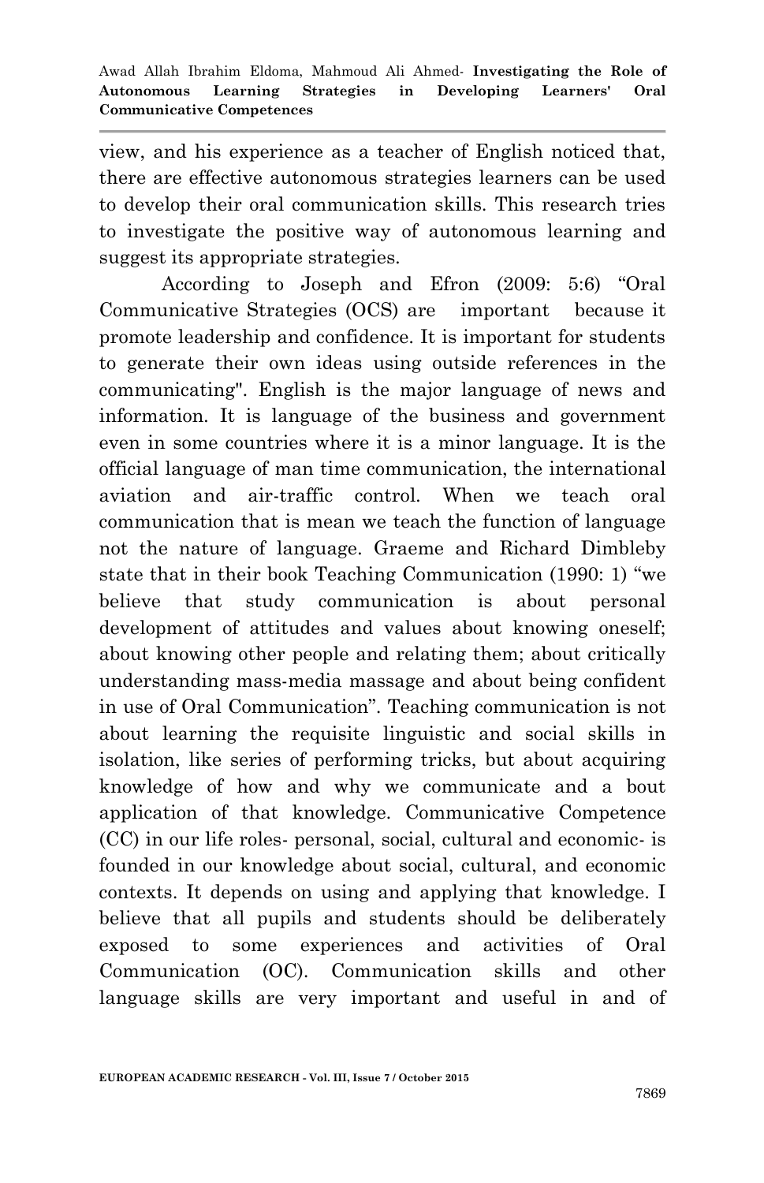view, and his experience as a teacher of English noticed that, there are effective autonomous strategies learners can be used to develop their oral communication skills. This research tries to investigate the positive way of autonomous learning and suggest its appropriate strategies.

According to Joseph and Efron (2009: 5:6) "Oral Communicative Strategies (OCS) are important because it promote leadership and confidence. It is important for students to generate their own ideas using outside references in the communicating". English is the major language of news and information. It is language of the business and government even in some countries where it is a minor language. It is the official language of man time communication, the international aviation and air-traffic control. When we teach oral communication that is mean we teach the function of language not the nature of language. Graeme and Richard Dimbleby state that in their book Teaching Communication (1990: 1) "we believe that study communication is about personal development of attitudes and values about knowing oneself; about knowing other people and relating them; about critically understanding mass-media massage and about being confident in use of Oral Communication". Teaching communication is not about learning the requisite linguistic and social skills in isolation, like series of performing tricks, but about acquiring knowledge of how and why we communicate and a bout application of that knowledge. Communicative Competence (CC) in our life roles- personal, social, cultural and economic- is founded in our knowledge about social, cultural, and economic contexts. It depends on using and applying that knowledge. I believe that all pupils and students should be deliberately exposed to some experiences and activities of Oral Communication (OC). Communication skills and other language skills are very important and useful in and of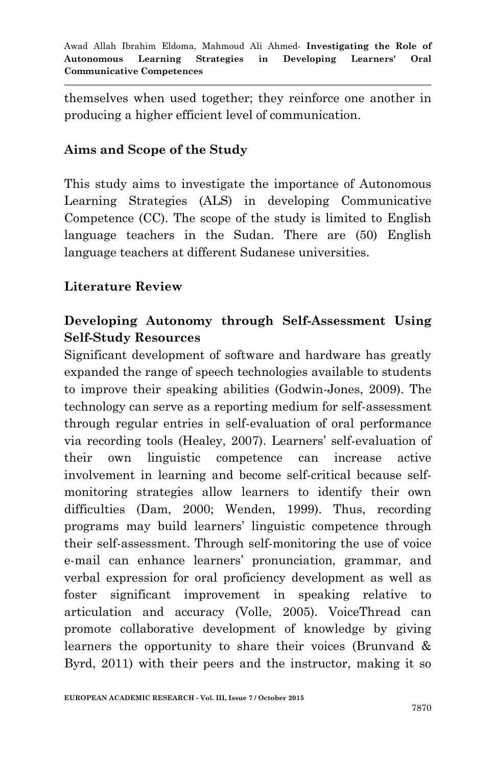themselves when used together; they reinforce one another in producing a higher efficient level of communication.

## Aims and Scope of the Study

This study aims to investigate the importance of Autonomous Learning Strategies (ALS) in developing Communicative Competence (CC). The scope of the study is limited to English language teachers in the Sudan. There are (50) English language teachers at different Sudanese universities.

## Literature Review

### Developing Autonomy through Self-Assessment Using Self-Study Resources

Significant development of software and hardware has greatly expanded the range of speech technologies available to students to improve their speaking abilities (Godwin-Jones, 2009). The technology can serve as a reporting medium for self-assessment through regular entries in self-evaluation of oral performance via recording tools (Healey, 2007). Learners' self-evaluation of their own linguistic competence can increase active involvement in learning and become self-critical because self-monitoring strategies allow learners to identify their own difficulties (Dam, 2000; Wenden, 1999). Thus, recording programs may build learners' linguistic competence through their self-assessment. Through self-monitoring the use of voice e-mail can enhance learners' pronunciation, grammar, and verbal expression for oral proficiency development as well as foster significant improvement in speaking relative to articulation and accuracy (Volle, 2005). VoiceThread can promote collaborative development of knowledge by giving learners the opportunity to share their voices (Brunvand & Byrd, 2011) with their peers and the instructor, making it so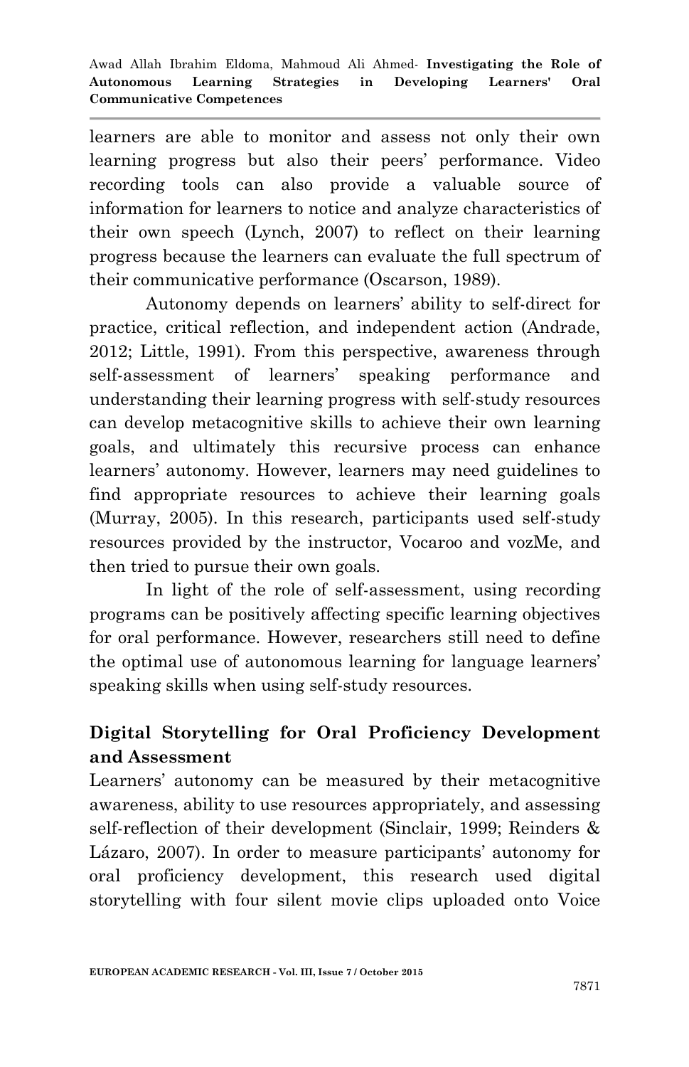learners are able to monitor and assess not only their own learning progress but also their peers' performance. Video recording tools can also provide a valuable source of information for learners to notice and analyze characteristics of their own speech (Lynch, 2007) to reflect on their learning progress because the learners can evaluate the full spectrum of their communicative performance (Oscarson, 1989).

Autonomy depends on learners' ability to self-direct for practice, critical reflection, and independent action (Andrade, 2012; Little, 1991). From this perspective, awareness through self-assessment of learners' speaking performance and understanding their learning progress with self-study resources can develop metacognitive skills to achieve their own learning goals, and ultimately this recursive process can enhance learners' autonomy. However, learners may need guidelines to find appropriate resources to achieve their learning goals (Murray, 2005). In this research, participants used self-study resources provided by the instructor, Vocaroo and vozMe, and then tried to pursue their own goals.

In light of the role of self-assessment, using recording programs can be positively affecting specific learning objectives for oral performance. However, researchers still need to define the optimal use of autonomous learning for language learners' speaking skills when using self-study resources.

## Digital Storytelling for Oral Proficiency Development and Assessment

Learners' autonomy can be measured by their metacognitive awareness, ability to use resources appropriately, and assessing self-reflection of their development (Sinclair, 1999; Reinders & Lázaro, 2007). In order to measure participants' autonomy for oral proficiency development, this research used digital storytelling with four silent movie clips uploaded onto Voice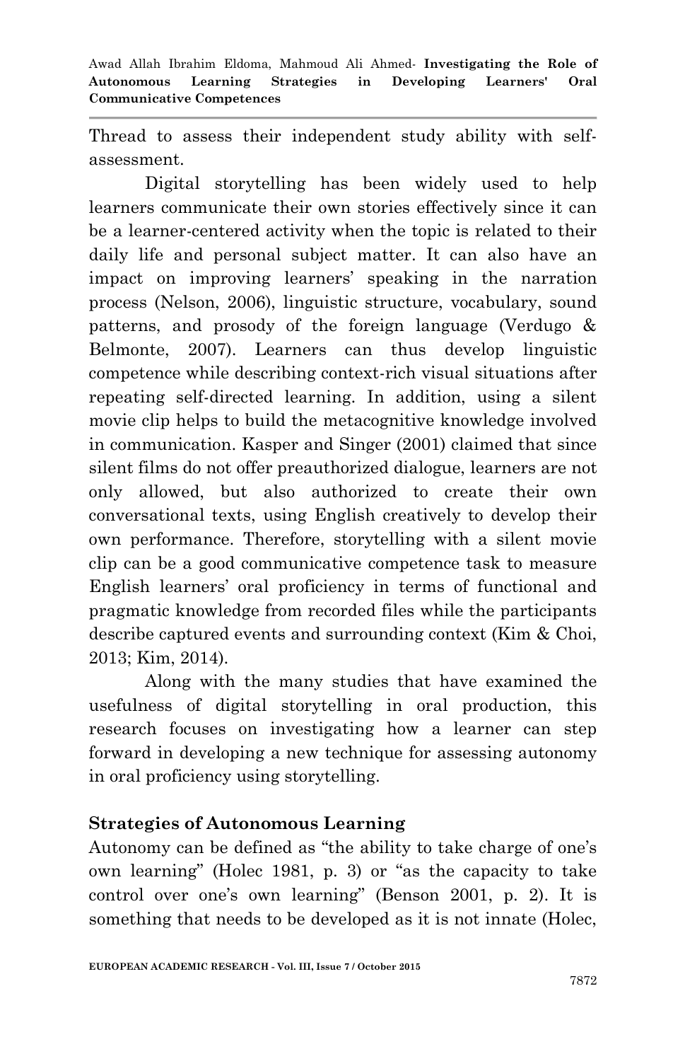Thread to assess their independent study ability with self-assessment.

Digital storytelling has been widely used to help learners communicate their own stories effectively since it can be a learner-centered activity when the topic is related to their daily life and personal subject matter. It can also have an impact on improving learners' speaking in the narration process (Nelson, 2006), linguistic structure, vocabulary, sound patterns, and prosody of the foreign language (Verdugo & Belmonte, 2007). Learners can thus develop linguistic competence while describing context-rich visual situations after repeating self-directed learning. In addition, using a silent movie clip helps to build the metacognitive knowledge involved in communication. Kasper and Singer (2001) claimed that since silent films do not offer preauthorized dialogue, learners are not only allowed, but also authorized to create their own conversational texts, using English creatively to develop their own performance. Therefore, storytelling with a silent movie clip can be a good communicative competence task to measure English learners' oral proficiency in terms of functional and pragmatic knowledge from recorded files while the participants describe captured events and surrounding context (Kim & Choi, 2013; Kim, 2014).

Along with the many studies that have examined the usefulness of digital storytelling in oral production, this research focuses on investigating how a learner can step forward in developing a new technique for assessing autonomy in oral proficiency using storytelling.

## Strategies of Autonomous Learning

Autonomy can be defined as "the ability to take charge of one's own learning" (Holec 1981, p. 3) or "as the capacity to take control over one's own learning" (Benson 2001, p. 2). It is something that needs to be developed as it is not innate (Holec,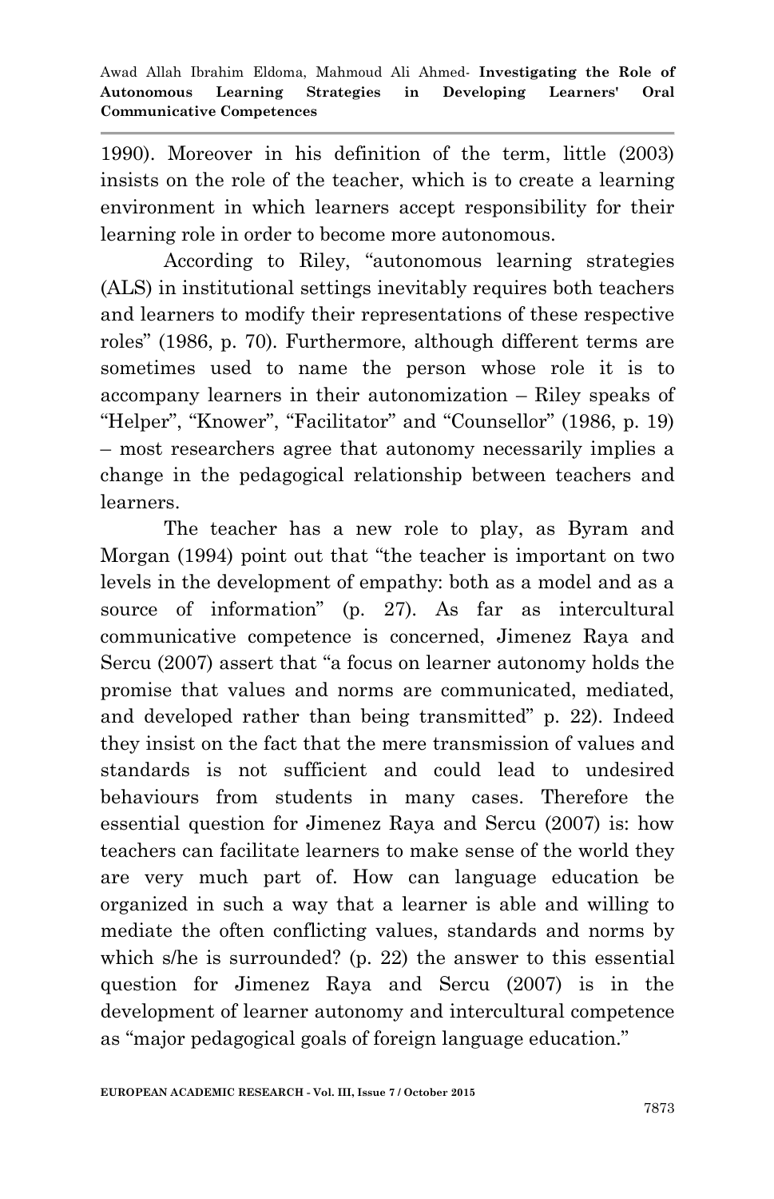1990). Moreover in his definition of the term, little (2003) insists on the role of the teacher, which is to create a learning environment in which learners accept responsibility for their learning role in order to become more autonomous.

According to Riley, "autonomous learning strategies (ALS) in institutional settings inevitably requires both teachers and learners to modify their representations of these respective roles" (1986, p. 70). Furthermore, although different terms are sometimes used to name the person whose role it is to accompany learners in their autonomization – Riley speaks of "Helper", "Knower", "Facilitator" and "Counsellor" (1986, p. 19) – most researchers agree that autonomy necessarily implies a change in the pedagogical relationship between teachers and learners.

The teacher has a new role to play, as Byram and Morgan (1994) point out that "the teacher is important on two levels in the development of empathy: both as a model and as a source of information" (p. 27). As far as intercultural communicative competence is concerned, Jimenez Raya and Sercu (2007) assert that "a focus on learner autonomy holds the promise that values and norms are communicated, mediated, and developed rather than being transmitted" p. 22). Indeed they insist on the fact that the mere transmission of values and standards is not sufficient and could lead to undesired behaviours from students in many cases. Therefore the essential question for Jimenez Raya and Sercu (2007) is: how teachers can facilitate learners to make sense of the world they are very much part of. How can language education be organized in such a way that a learner is able and willing to mediate the often conflicting values, standards and norms by which s/he is surrounded? (p. 22) the answer to this essential question for Jimenez Raya and Sercu (2007) is in the development of learner autonomy and intercultural competence as "major pedagogical goals of foreign language education."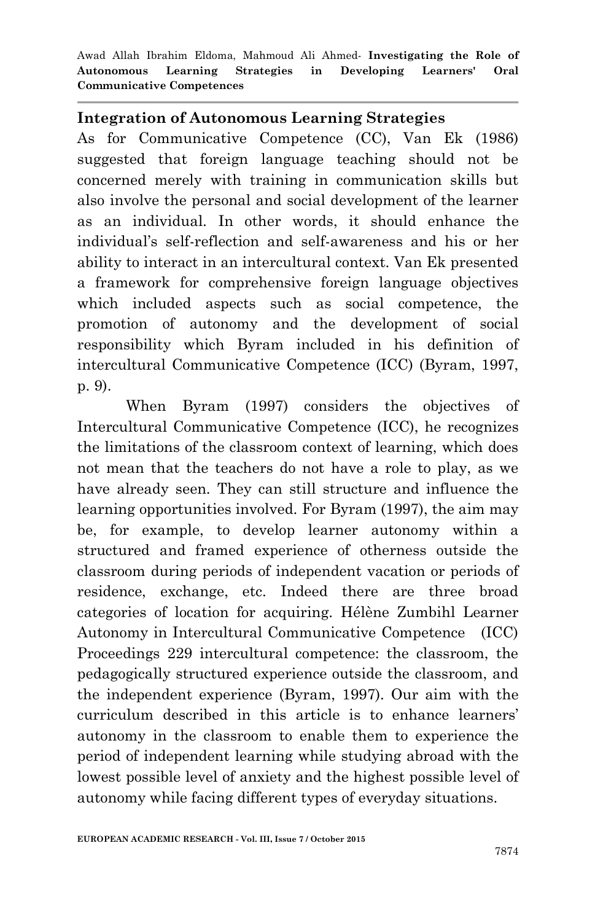## Integration of Autonomous Learning Strategies

As for Communicative Competence (CC), Van Ek (1986) suggested that foreign language teaching should not be concerned merely with training in communication skills but also involve the personal and social development of the learner as an individual. In other words, it should enhance the individual's self-reflection and self-awareness and his or her ability to interact in an intercultural context. Van Ek presented a framework for comprehensive foreign language objectives which included aspects such as social competence, the promotion of autonomy and the development of social responsibility which Byram included in his definition of intercultural Communicative Competence (ICC) (Byram, 1997, p. 9).

When Byram (1997) considers the objectives of Intercultural Communicative Competence (ICC), he recognizes the limitations of the classroom context of learning, which does not mean that the teachers do not have a role to play, as we have already seen. They can still structure and influence the learning opportunities involved. For Byram (1997), the aim may be, for example, to develop learner autonomy within a structured and framed experience of otherness outside the classroom during periods of independent vacation or periods of residence, exchange, etc. Indeed there are three broad categories of location for acquiring. Hélène Zumbihl Learner Autonomy in Intercultural Communicative Competence (ICC) Proceedings 229 intercultural competence: the classroom, the pedagogically structured experience outside the classroom, and the independent experience (Byram, 1997). Our aim with the curriculum described in this article is to enhance learners' autonomy in the classroom to enable them to experience the period of independent learning while studying abroad with the lowest possible level of anxiety and the highest possible level of autonomy while facing different types of everyday situations.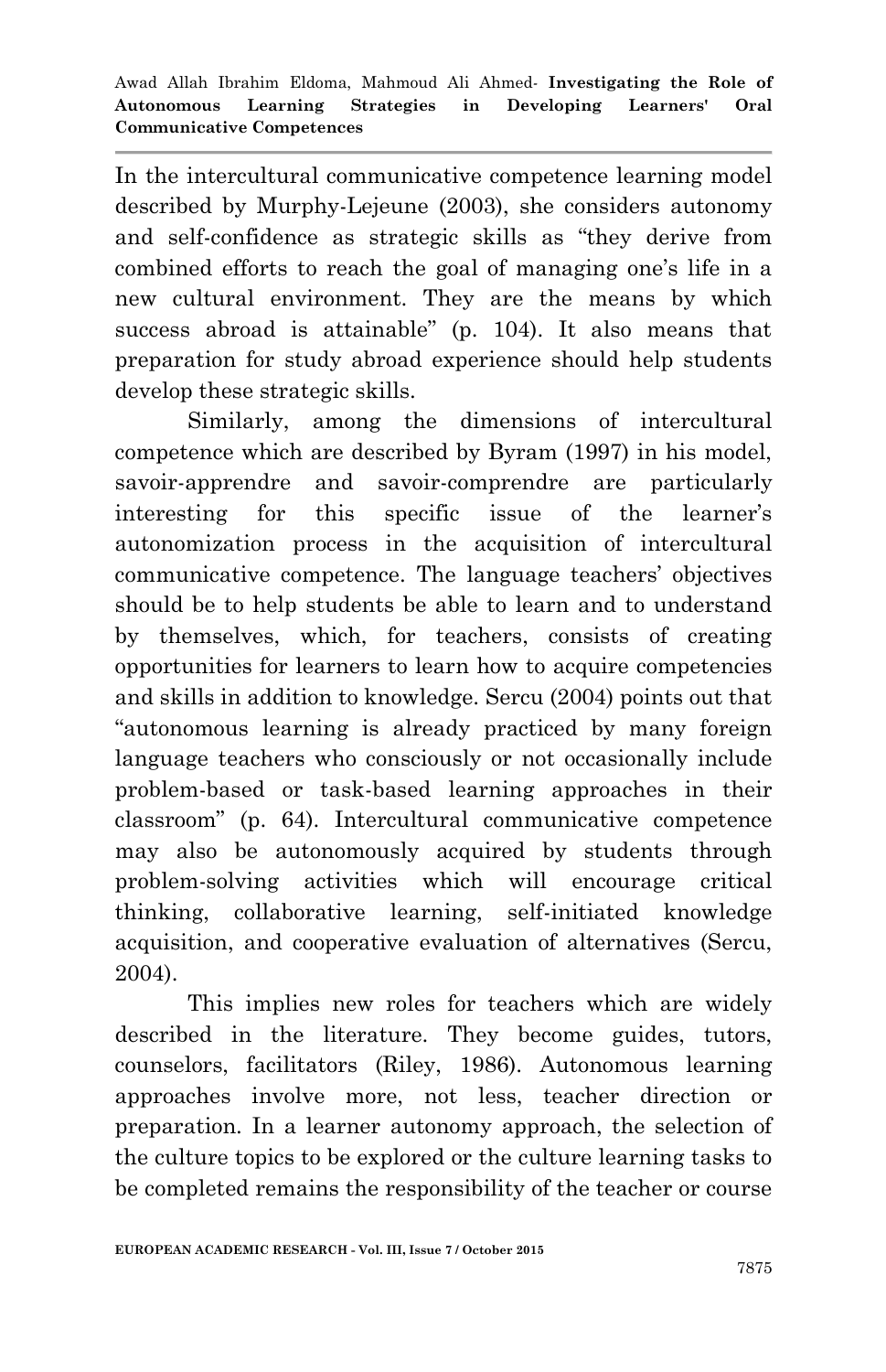In the intercultural communicative competence learning model described by Murphy-Lejeune (2003), she considers autonomy and self-confidence as strategic skills as "they derive from combined efforts to reach the goal of managing one's life in a new cultural environment. They are the means by which success abroad is attainable" (p. 104). It also means that preparation for study abroad experience should help students develop these strategic skills.

Similarly, among the dimensions of intercultural competence which are described by Byram (1997) in his model, savoir-apprendre and savoir-comprendre are particularly interesting for this specific issue of the learner's autonomization process in the acquisition of intercultural communicative competence. The language teachers' objectives should be to help students be able to learn and to understand by themselves, which, for teachers, consists of creating opportunities for learners to learn how to acquire competencies and skills in addition to knowledge. Sercu (2004) points out that "autonomous learning is already practiced by many foreign language teachers who consciously or not occasionally include problem-based or task-based learning approaches in their classroom" (p. 64). Intercultural communicative competence may also be autonomously acquired by students through problem-solving activities which will encourage critical thinking, collaborative learning, self-initiated knowledge acquisition, and cooperative evaluation of alternatives (Sercu, 2004).

This implies new roles for teachers which are widely described in the literature. They become guides, tutors, counselors, facilitators (Riley, 1986). Autonomous learning approaches involve more, not less, teacher direction or preparation. In a learner autonomy approach, the selection of the culture topics to be explored or the culture learning tasks to be completed remains the responsibility of the teacher or course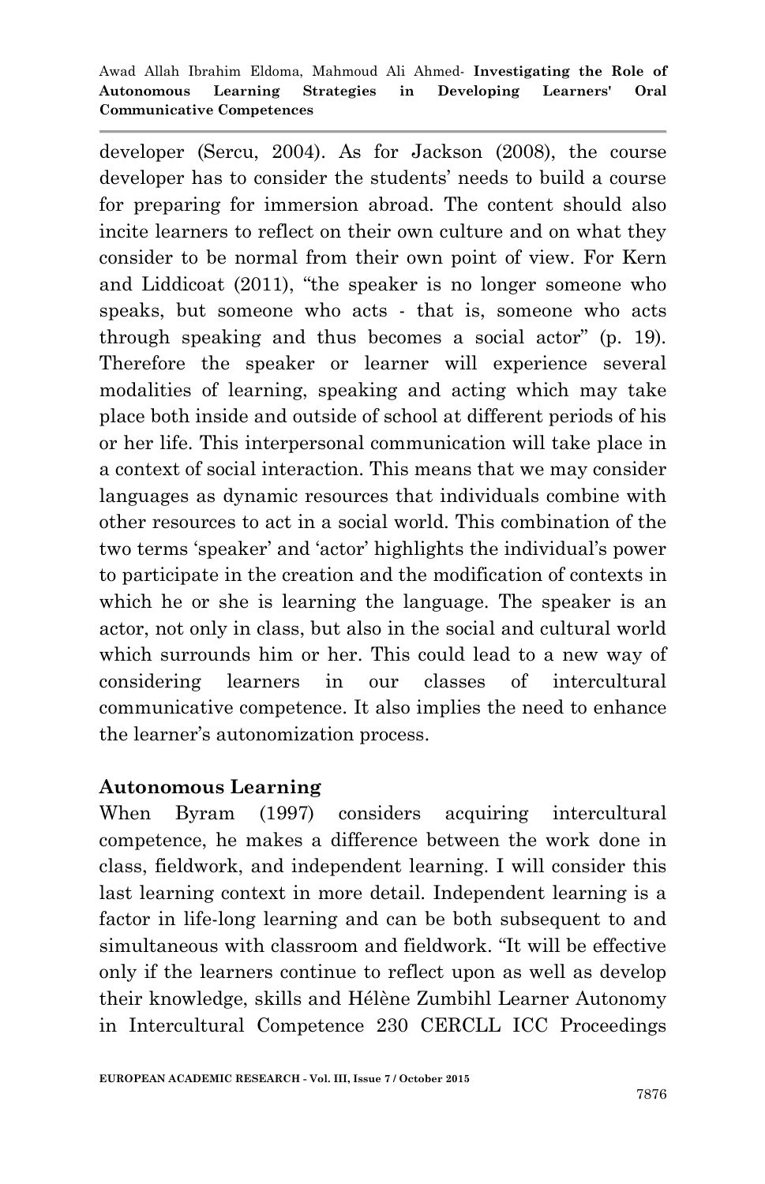developer (Sercu, 2004). As for Jackson (2008), the course developer has to consider the students' needs to build a course for preparing for immersion abroad. The content should also incite learners to reflect on their own culture and on what they consider to be normal from their own point of view. For Kern and Liddicoat (2011), "the speaker is no longer someone who speaks, but someone who acts - that is, someone who acts through speaking and thus becomes a social actor" (p. 19). Therefore the speaker or learner will experience several modalities of learning, speaking and acting which may take place both inside and outside of school at different periods of his or her life. This interpersonal communication will take place in a context of social interaction. This means that we may consider languages as dynamic resources that individuals combine with other resources to act in a social world. This combination of the two terms 'speaker' and 'actor' highlights the individual's power to participate in the creation and the modification of contexts in which he or she is learning the language. The speaker is an actor, not only in class, but also in the social and cultural world which surrounds him or her. This could lead to a new way of considering learners in our classes of intercultural communicative competence. It also implies the need to enhance the learner's autonomization process.

## Autonomous Learning

When Byram (1997) considers acquiring intercultural competence, he makes a difference between the work done in class, fieldwork, and independent learning. I will consider this last learning context in more detail. Independent learning is a factor in life-long learning and can be both subsequent to and simultaneous with classroom and fieldwork. "It will be effective only if the learners continue to reflect upon as well as develop their knowledge, skills and Hélène Zumbihl Learner Autonomy in Intercultural Competence 230 CERCLL ICC Proceedings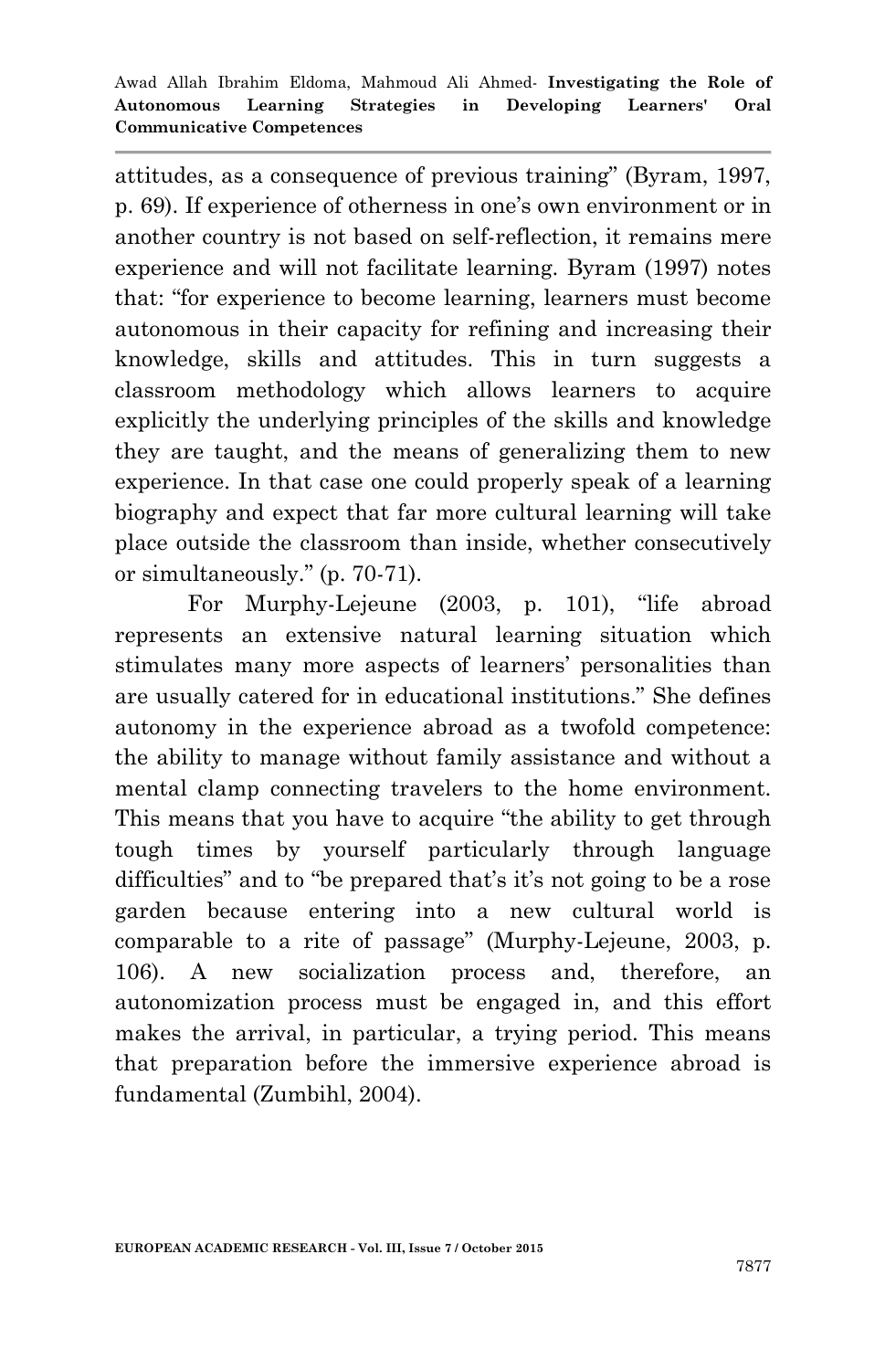attitudes, as a consequence of previous training" (Byram, 1997, p. 69). If experience of otherness in one's own environment or in another country is not based on self-reflection, it remains mere experience and will not facilitate learning. Byram (1997) notes that: "for experience to become learning, learners must become autonomous in their capacity for refining and increasing their knowledge, skills and attitudes. This in turn suggests a classroom methodology which allows learners to acquire explicitly the underlying principles of the skills and knowledge they are taught, and the means of generalizing them to new experience. In that case one could properly speak of a learning biography and expect that far more cultural learning will take place outside the classroom than inside, whether consecutively or simultaneously." (p. 70-71).

For Murphy-Lejeune (2003, p. 101), "life abroad represents an extensive natural learning situation which stimulates many more aspects of learners' personalities than are usually catered for in educational institutions." She defines autonomy in the experience abroad as a twofold competence: the ability to manage without family assistance and without a mental clamp connecting travelers to the home environment. This means that you have to acquire "the ability to get through tough times by yourself particularly through language difficulties" and to "be prepared that's it's not going to be a rose garden because entering into a new cultural world is comparable to a rite of passage" (Murphy-Lejeune, 2003, p. 106). A new socialization process and, therefore, an autonomization process must be engaged in, and this effort makes the arrival, in particular, a trying period. This means that preparation before the immersive experience abroad is fundamental (Zumbihl, 2004).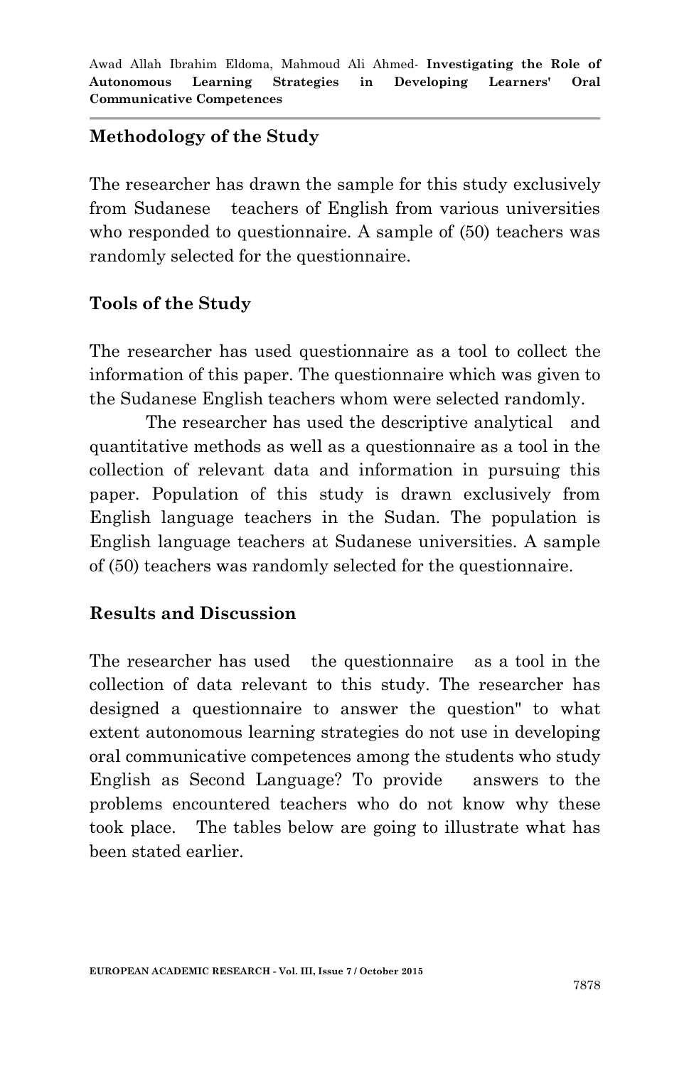## Methodology of the Study

The researcher has drawn the sample for this study exclusively from Sudanese teachers of English from various universities who responded to questionnaire. A sample of (50) teachers was randomly selected for the questionnaire.

## Tools of the Study

The researcher has used questionnaire as a tool to collect the information of this paper. The questionnaire which was given to the Sudanese English teachers whom were selected randomly.

The researcher has used the descriptive analytical and quantitative methods as well as a questionnaire as a tool in the collection of relevant data and information in pursuing this paper. Population of this study is drawn exclusively from English language teachers in the Sudan. The population is English language teachers at Sudanese universities. A sample of (50) teachers was randomly selected for the questionnaire.

## Results and Discussion

The researcher has used the questionnaire as a tool in the collection of data relevant to this study. The researcher has designed a questionnaire to answer the question" to what extent autonomous learning strategies do not use in developing oral communicative competences among the students who study English as Second Language? To provide answers to the problems encountered teachers who do not know why these took place. The tables below are going to illustrate what has been stated earlier.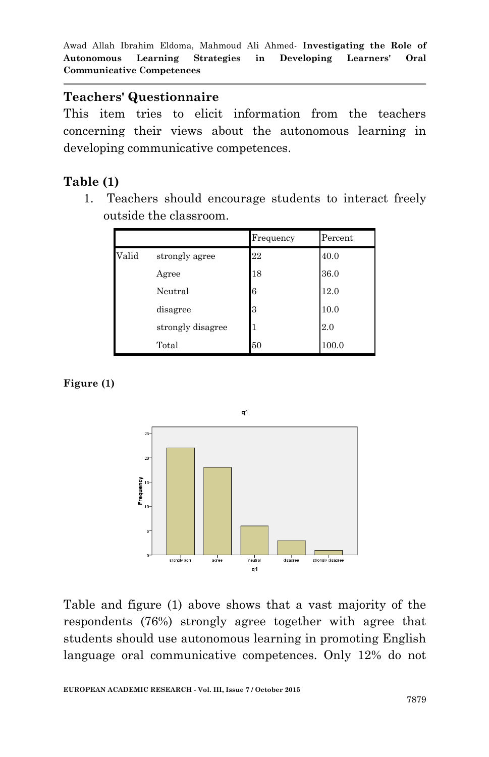## Teachers' Questionnaire

This item tries to elicit information from the teachers concerning their views about the autonomous learning in developing communicative competences.

### Table (1)

1. Teachers should encourage students to interact freely outside the classroom.

| | | Frequency | Percent |
|---|---|---|---|
| Valid | strongly agree | 22 | 40.0 |
| | Agree | 18 | 36.0 |
| | Neutral | 6 | 12.0 |
| | disagree | 3 | 10.0 |
| | strongly disagree | 1 | 2.0 |
| | Total | 50 | 100.0 |

**Figure (1)**

Table and figure (1) above shows that a vast majority of the respondents (76%) strongly agree together with agree that students should use autonomous learning in promoting English language oral communicative competences. Only 12% do not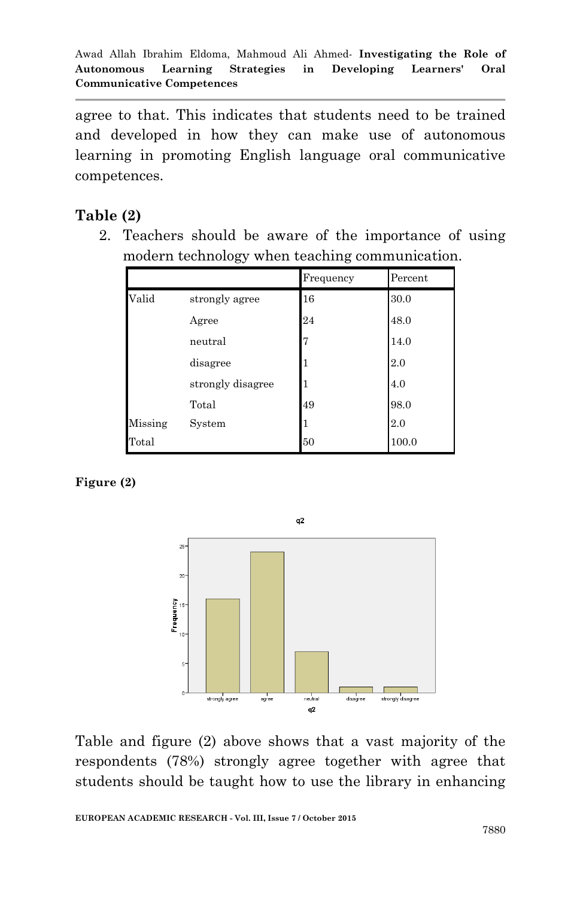agree to that. This indicates that students need to be trained and developed in how they can make use of autonomous learning in promoting English language oral communicative competences.

### Table (2)

2. Teachers should be aware of the importance of using modern technology when teaching communication.

| | | Frequency | Percent |
|---|---|---|---|
| Valid | strongly agree | 16 | 30.0 |
| | Agree | 24 | 48.0 |
| | neutral | 7 | 14.0 |
| | disagree | 1 | 2.0 |
| | strongly disagree | 1 | 4.0 |
| | Total | 49 | 98.0 |
| Missing | System | 1 | 2.0 |
| Total | | 50 | 100.0 |

**Figure (2)**

Table and figure (2) above shows that a vast majority of the respondents (78%) strongly agree together with agree that students should be taught how to use the library in enhancing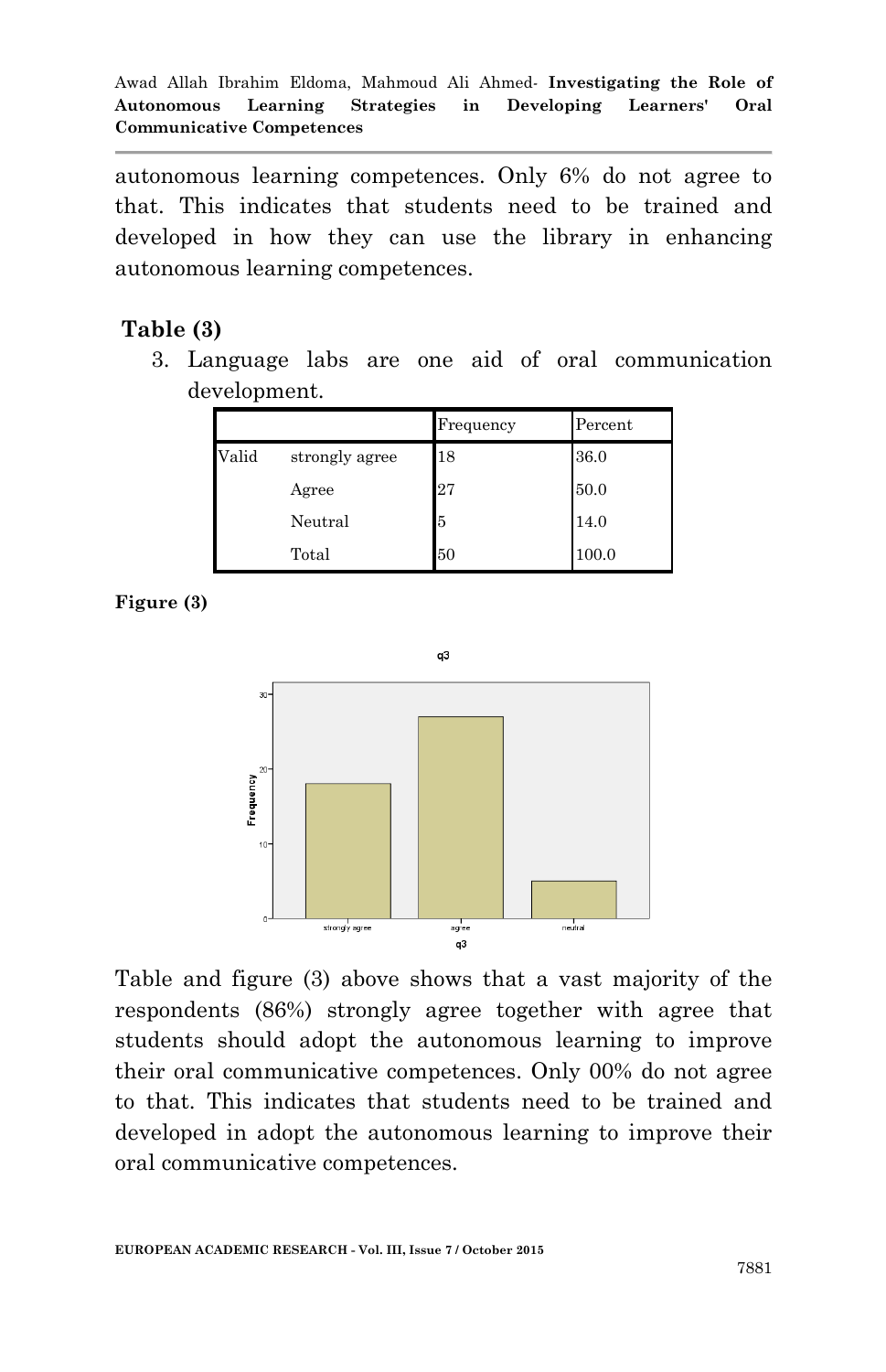autonomous learning competences. Only 6% do not agree to that. This indicates that students need to be trained and developed in how they can use the library in enhancing autonomous learning competences.

**Table (3)**

3. Language labs are one aid of oral communication development.

| | | Frequency | Percent |
|---|---|---|---|
| Valid | strongly agree | 18 | 36.0 |
| | Agree | 27 | 50.0 |
| | Neutral | 5 | 14.0 |
| | Total | 50 | 100.0 |

**Figure (3)**

Table and figure (3) above shows that a vast majority of the respondents (86%) strongly agree together with agree that students should adopt the autonomous learning to improve their oral communicative competences. Only 00% do not agree to that. This indicates that students need to be trained and developed in adopt the autonomous learning to improve their oral communicative competences.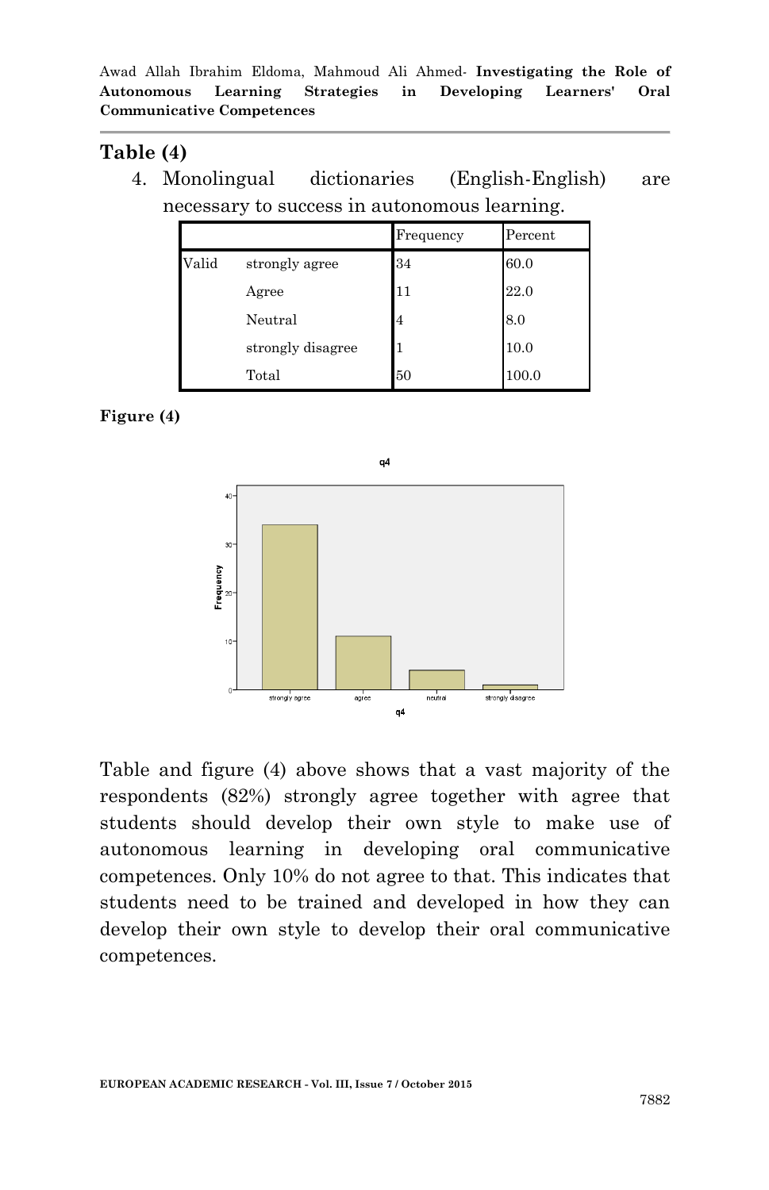## Table (4)

4. Monolingual dictionaries (English-English) are necessary to success in autonomous learning.

| | | Frequency | Percent |
|---|---|---|---|
| Valid | strongly agree | 34 | 60.0 |
| | Agree | 11 | 22.0 |
| | Neutral | 4 | 8.0 |
| | strongly disagree | 1 | 10.0 |
| | Total | 50 | 100.0 |

**Figure (4)**

Table and figure (4) above shows that a vast majority of the respondents (82%) strongly agree together with agree that students should develop their own style to make use of autonomous learning in developing oral communicative competences. Only 10% do not agree to that. This indicates that students need to be trained and developed in how they can develop their own style to develop their oral communicative competences.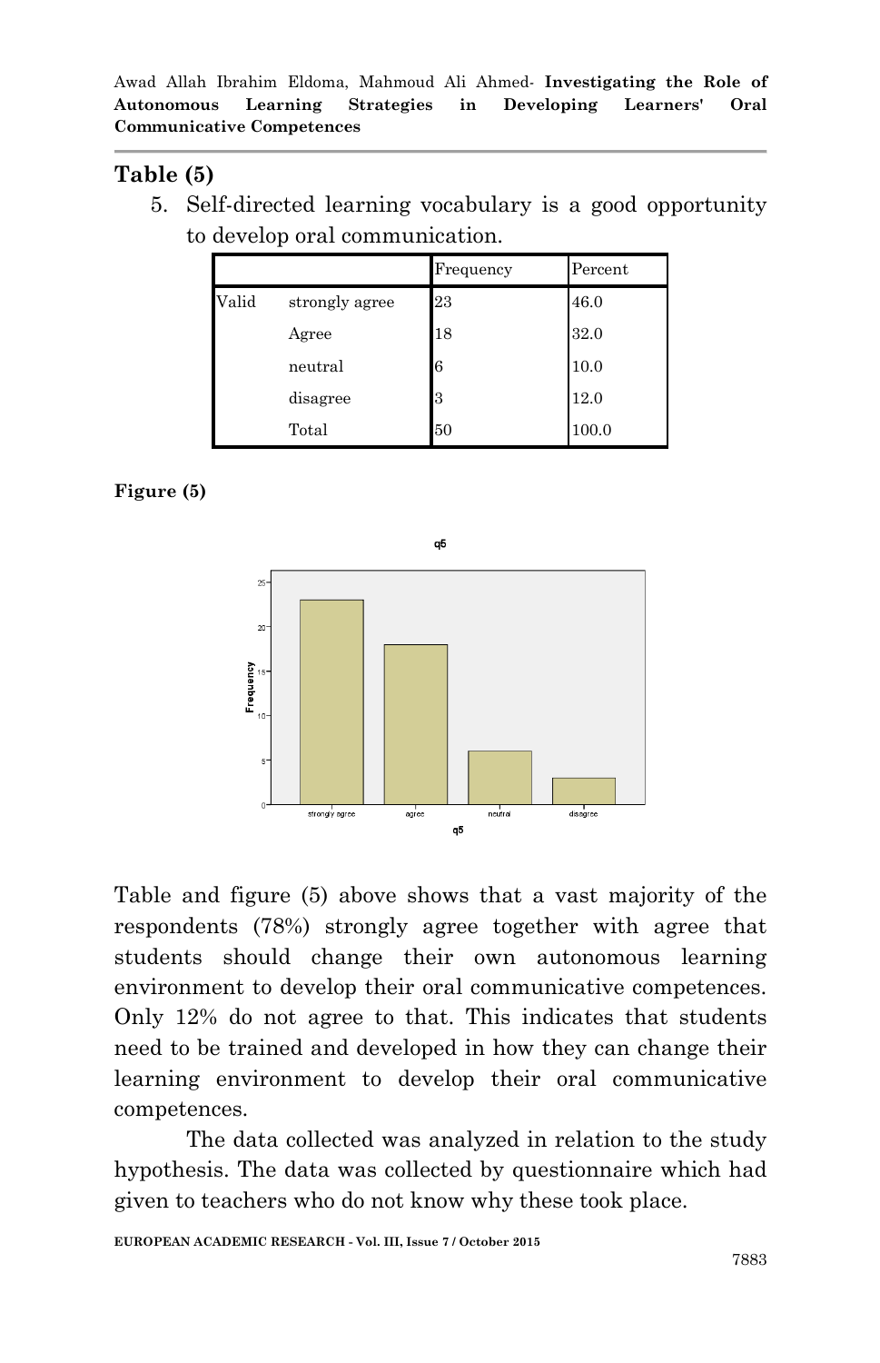## Table (5)

5. Self-directed learning vocabulary is a good opportunity to develop oral communication.

| | | Frequency | Percent |
|---|---|---|---|
| Valid | strongly agree | 23 | 46.0 |
| | Agree | 18 | 32.0 |
| | neutral | 6 | 10.0 |
| | disagree | 3 | 12.0 |
| | Total | 50 | 100.0 |

**Figure (5)**

Table and figure (5) above shows that a vast majority of the respondents (78%) strongly agree together with agree that students should change their own autonomous learning environment to develop their oral communicative competences. Only 12% do not agree to that. This indicates that students need to be trained and developed in how they can change their learning environment to develop their oral communicative competences.

The data collected was analyzed in relation to the study hypothesis. The data was collected by questionnaire which had given to teachers who do not know why these took place.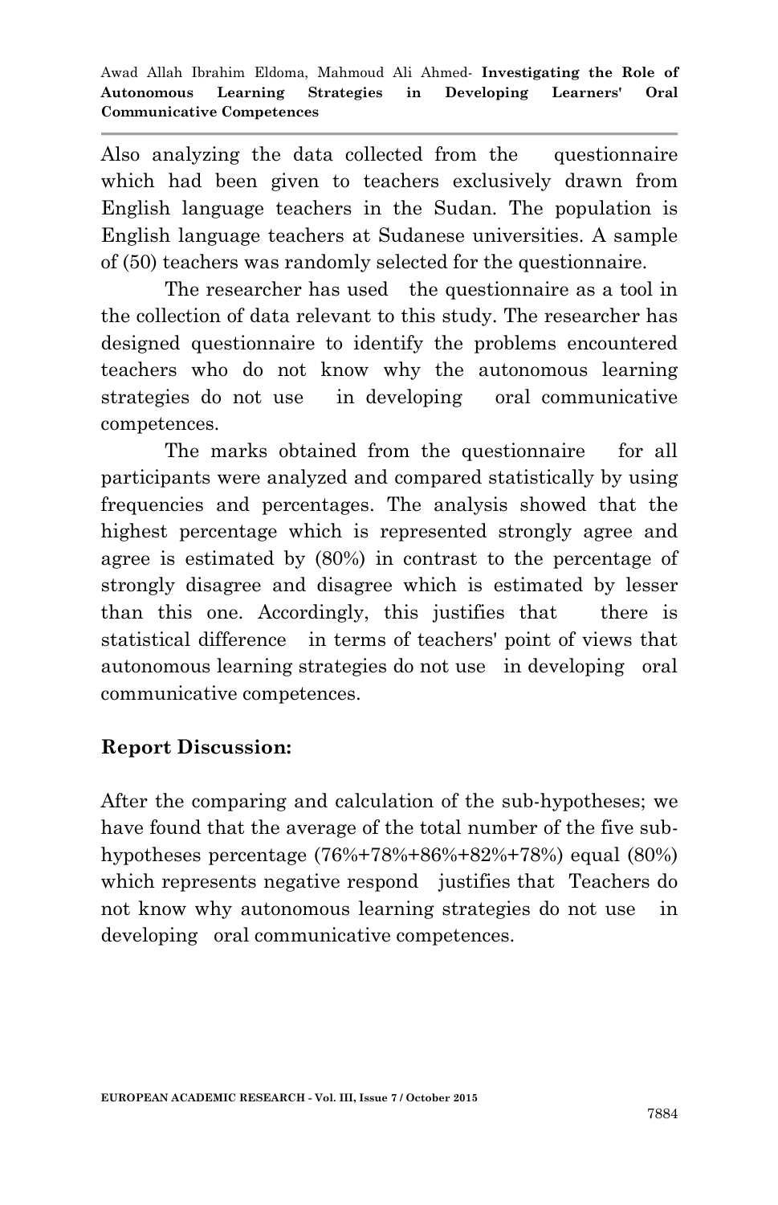Also analyzing the data collected from the questionnaire which had been given to teachers exclusively drawn from English language teachers in the Sudan. The population is English language teachers at Sudanese universities. A sample of (50) teachers was randomly selected for the questionnaire.

The researcher has used the questionnaire as a tool in the collection of data relevant to this study. The researcher has designed questionnaire to identify the problems encountered teachers who do not know why the autonomous learning strategies do not use in developing oral communicative competences.

The marks obtained from the questionnaire for all participants were analyzed and compared statistically by using frequencies and percentages. The analysis showed that the highest percentage which is represented strongly agree and agree is estimated by (80%) in contrast to the percentage of strongly disagree and disagree which is estimated by lesser than this one. Accordingly, this justifies that there is statistical difference in terms of teachers' point of views that autonomous learning strategies do not use in developing oral communicative competences.

## Report Discussion:

After the comparing and calculation of the sub-hypotheses; we have found that the average of the total number of the five sub-hypotheses percentage (76%+78%+86%+82%+78%) equal (80%) which represents negative respond justifies that Teachers do not know why autonomous learning strategies do not use in developing oral communicative competences.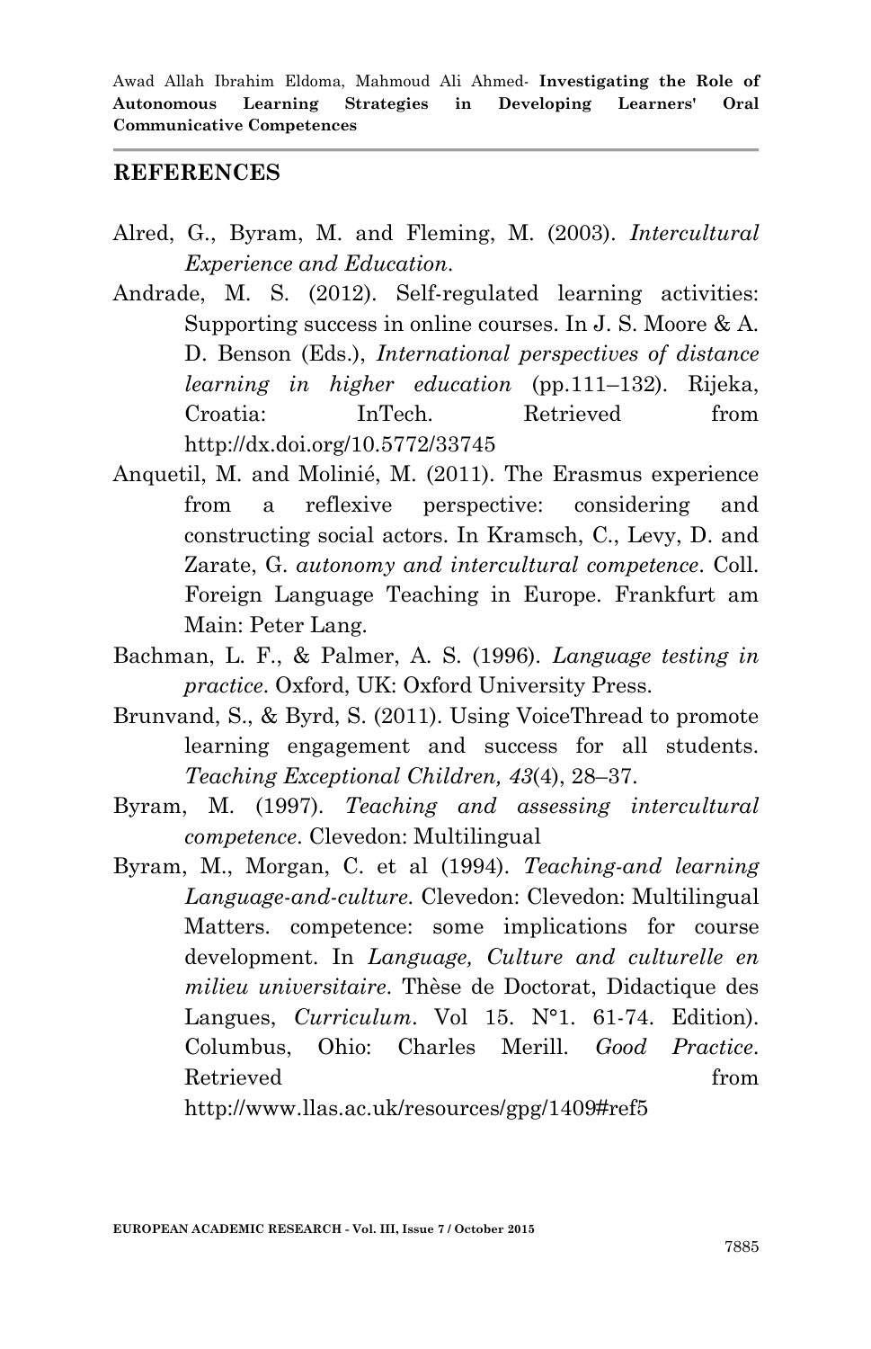## REFERENCES

Alred, G., Byram, M. and Fleming, M. (2003). *Intercultural Experience and Education*.

Andrade, M. S. (2012). Self-regulated learning activities: Supporting success in online courses. In J. S. Moore & A. D. Benson (Eds.), *International perspectives of distance learning in higher education* (pp.111–132). Rijeka, Croatia: InTech. Retrieved from http://dx.doi.org/10.5772/33745

Anquetil, M. and Moliné, M. (2011). The Erasmus experience from a reflexive perspective: considering and constructing social actors. In Kramsch, C., Levy, D. and Zarate, G. *autonomy and intercultural competence*. Coll. Foreign Language Teaching in Europe. Frankfurt am Main: Peter Lang.

Bachman, L. F., & Palmer, A. S. (1996). *Language testing in practice*. Oxford, UK: Oxford University Press.

Brunvand, S., & Byrd, S. (2011). Using VoiceThread to promote learning engagement and success for all students. *Teaching Exceptional Children, 43*(4), 28–37.

Byram, M. (1997). *Teaching and assessing intercultural competence*. Clevedon: Multilingual

Byram, M., Morgan, C. et al (1994). *Teaching-and learning Language-and-culture*. Clevedon: Clevedon: Multilingual Matters. competence: some implications for course development. In *Language, Culture and culturelle en milieu universitaire*. Thèse de Doctorat, Didactique des Langues, *Curriculum*. Vol 15. N°1. 61-74. Edition). Columbus, Ohio: Charles Merill. *Good Practice*. Retrieved from http://www.llas.ac.uk/resources/gpg/1409#ref5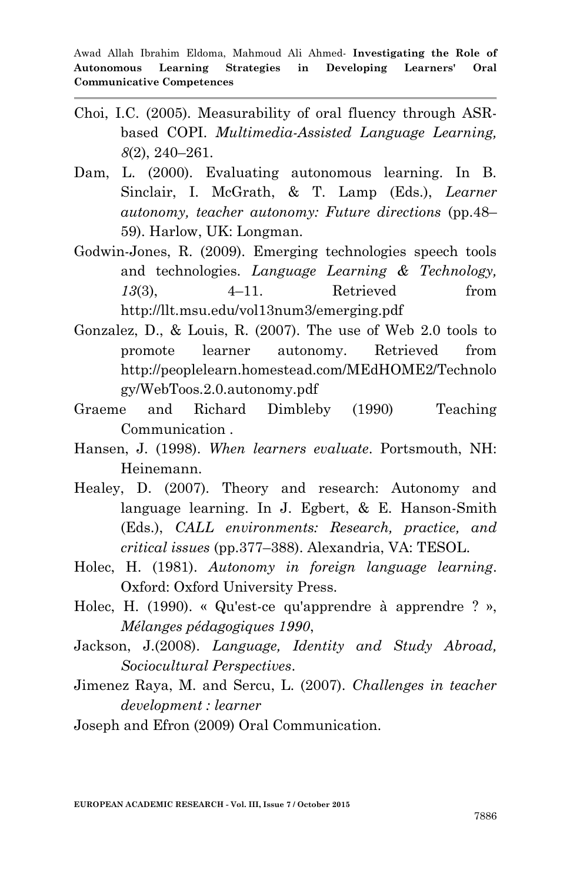Choi, I.C. (2005). Measurability of oral fluency through ASR-based COPI. *Multimedia-Assisted Language Learning, 8*(2), 240–261.

Dam, L. (2000). Evaluating autonomous learning. In B. Sinclair, I. McGrath, & T. Lamp (Eds.), *Learner autonomy, teacher autonomy: Future directions* (pp.48–59). Harlow, UK: Longman.

Godwin-Jones, R. (2009). Emerging technologies speech tools and technologies. *Language Learning & Technology, 13*(3), 4–11. Retrieved from http://llt.msu.edu/vol13num3/emerging.pdf

Gonzalez, D., & Louis, R. (2007). The use of Web 2.0 tools to promote learner autonomy. Retrieved from http://peoplelearn.homestead.com/MEdHOME2/Technology/WebToos.2.0.autonomy.pdf

Graeme and Richard Dimbleby (1990) Teaching Communication .

Hansen, J. (1998). *When learners evaluate*. Portsmouth, NH: Heinemann.

Healey, D. (2007). Theory and research: Autonomy and language learning. In J. Egbert, & E. Hanson-Smith (Eds.), *CALL environments: Research, practice, and critical issues* (pp.377–388). Alexandria, VA: TESOL.

Holec, H. (1981). *Autonomy in foreign language learning*. Oxford: Oxford University Press.

Holec, H. (1990). « Qu'est-ce qu'apprendre à apprendre ? », *Mélanges pédagogiques 1990*,

Jackson, J.(2008). *Language, Identity and Study Abroad, Sociocultural Perspectives*.

Jimenez Raya, M. and Sercu, L. (2007). *Challenges in teacher development : learner*

Joseph and Efron (2009) Oral Communication.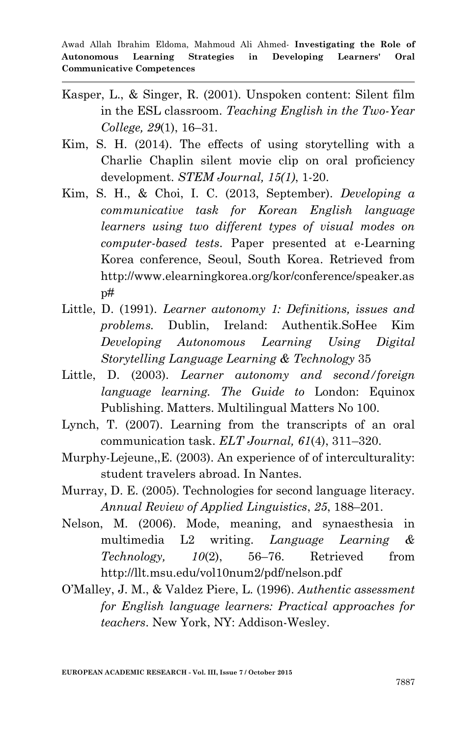Kasper, L., & Singer, R. (2001). Unspoken content: Silent film in the ESL classroom. *Teaching English in the Two-Year College, 29*(1), 16–31.

Kim, S. H. (2014). The effects of using storytelling with a Charlie Chaplin silent movie clip on oral proficiency development. *STEM Journal, 15(1)*, 1-20.

Kim, S. H., & Choi, I. C. (2013, September). *Developing a communicative task for Korean English language learners using two different types of visual modes on computer-based tests*. Paper presented at e-Learning Korea conference, Seoul, South Korea. Retrieved from http://www.elearningkorea.org/kor/conference/speaker.asp#

Little, D. (1991). *Learner autonomy 1: Definitions, issues and problems.* Dublin, Ireland: Authentik.SoHee Kim *Developing Autonomous Learning Using Digital Storytelling Language Learning & Technology* 35

Little, D. (2003). *Learner autonomy and second/foreign language learning. The Guide to* London: Equinox Publishing. Matters. Multilingual Matters No 100.

Lynch, T. (2007). Learning from the transcripts of an oral communication task. *ELT Journal, 61*(4), 311–320.

Murphy-Lejeune,,E. (2003). An experience of of interculturality: student travelers abroad. In Nantes.

Murray, D. E. (2005). Technologies for second language literacy. *Annual Review of Applied Linguistics*, *25*, 188–201.

Nelson, M. (2006). Mode, meaning, and synaesthesia in multimedia L2 writing. *Language Learning & Technology, 10*(2), 56–76. Retrieved from http://llt.msu.edu/vol10num2/pdf/nelson.pdf

O'Malley, J. M., & Valdez Piere, L. (1996). *Authentic assessment for English language learners: Practical approaches for teachers*. New York, NY: Addison-Wesley.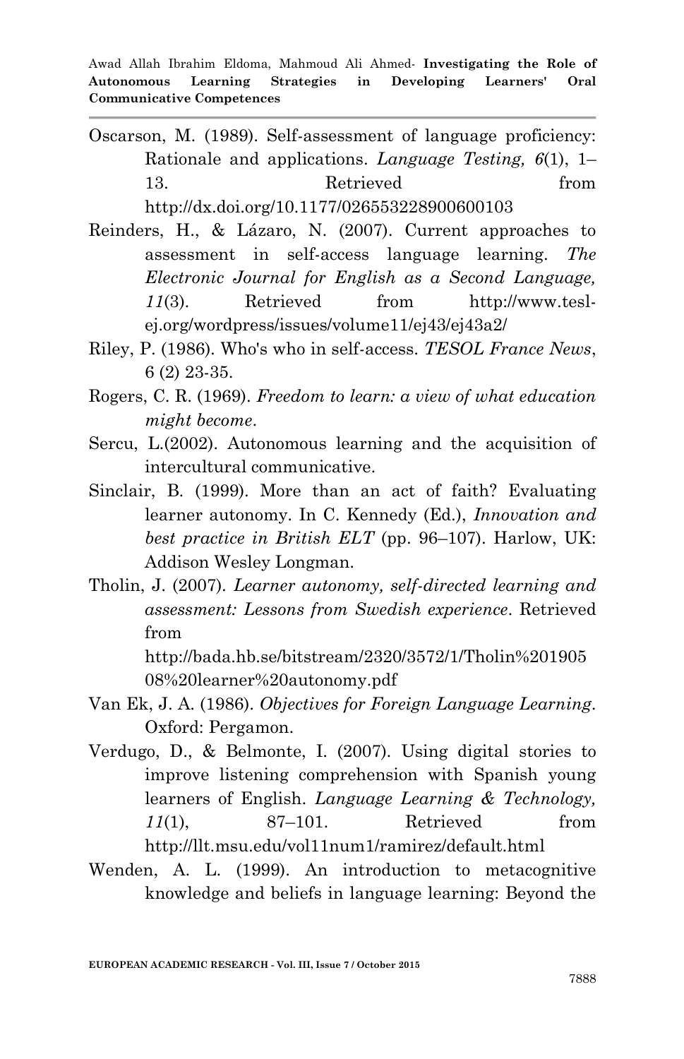Oscarson, M. (1989). Self-assessment of language proficiency: Rationale and applications. *Language Testing, 6*(1), 1–13. Retrieved from http://dx.doi.org/10.1177/026553228900600103

Reinders, H., & Lázaro, N. (2007). Current approaches to assessment in self-access language learning. *The Electronic Journal for English as a Second Language, 11*(3). Retrieved from http://www.tesl-ej.org/wordpress/issues/volume11/ej43/ej43a2/

Riley, P. (1986). Who's who in self-access. *TESOL France News*, 6 (2) 23-35.

Rogers, C. R. (1969). *Freedom to learn: a view of what education might become*.

Sercu, L.(2002). Autonomous learning and the acquisition of intercultural communicative.

Sinclair, B. (1999). More than an act of faith? Evaluating learner autonomy. In C. Kennedy (Ed.), *Innovation and best practice in British ELT* (pp. 96–107). Harlow, UK: Addison Wesley Longman.

Tholin, J. (2007). *Learner autonomy, self-directed learning and assessment: Lessons from Swedish experience*. Retrieved from http://bada.hb.se/bitstream/2320/3572/1/Tholin%20190508%20learner%20autonomy.pdf

Van Ek, J. A. (1986). *Objectives for Foreign Language Learning*. Oxford: Pergamon.

Verdugo, D., & Belmonte, I. (2007). Using digital stories to improve listening comprehension with Spanish young learners of English. *Language Learning & Technology, 11*(1), 87–101. Retrieved from http://llt.msu.edu/vol11num1/ramirez/default.html

Wenden, A. L. (1999). An introduction to metacognitive knowledge and beliefs in language learning: Beyond the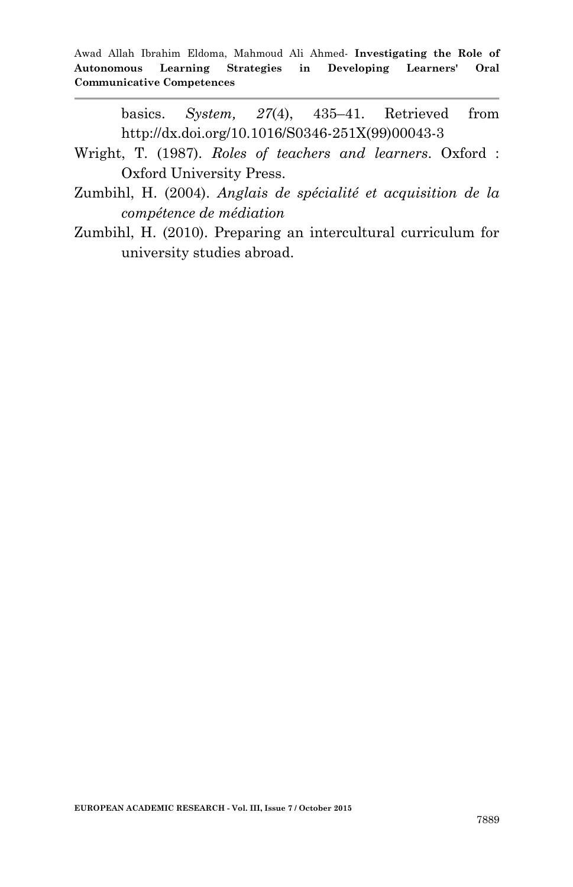basics. *System, 27*(4), 435–41. Retrieved from http://dx.doi.org/10.1016/S0346-251X(99)00043-3

Wright, T. (1987). *Roles of teachers and learners*. Oxford : Oxford University Press.

Zumbihl, H. (2004). *Anglais de spécialité et acquisition de la compétence de médiation*

Zumbihl, H. (2010). Preparing an intercultural curriculum for university studies abroad.